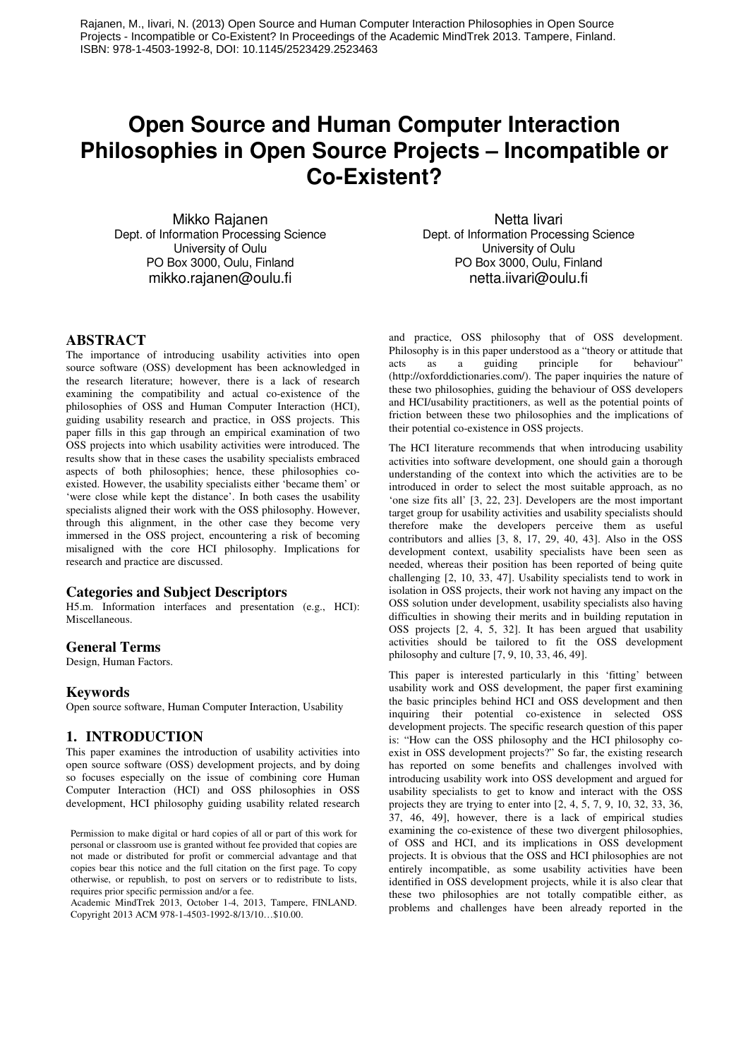Rajanen, M., Iivari, N. (2013) Open Source and Human Computer Interaction Philosophies in Open Source Projects - Incompatible or Co-Existent? In Proceedings of the Academic MindTrek 2013. Tampere, Finland. ISBN: 978-1-4503-1992-8, DOI: 10.1145/2523429.2523463

# Open Source and Human Computer Interaction Philosophies in Open Source Projects – Incompatible or Co-Existent?

Mikko Rajanen
Dept. of Information Processing Science
University of Oulu
PO Box 3000, Oulu, Finland
mikko.rajanen@oulu.fi

Netta Iivari
Dept. of Information Processing Science
University of Oulu
PO Box 3000, Oulu, Finland
netta.iivari@oulu.fi

## ABSTRACT

The importance of introducing usability activities into open source software (OSS) development has been acknowledged in the research literature; however, there is a lack of research examining the compatibility and actual co-existence of the philosophies of OSS and Human Computer Interaction (HCI), guiding usability research and practice, in OSS projects. This paper fills in this gap through an empirical examination of two OSS projects into which usability activities were introduced. The results show that in these cases the usability specialists embraced aspects of both philosophies; hence, these philosophies co-existed. However, the usability specialists either 'became them' or 'were close while kept the distance'. In both cases the usability specialists aligned their work with the OSS philosophy. However, through this alignment, in the other case they become very immersed in the OSS project, encountering a risk of becoming misaligned with the core HCI philosophy. Implications for research and practice are discussed.

### Categories and Subject Descriptors

H5.m. Information interfaces and presentation (e.g., HCI): Miscellaneous.

### General Terms

Design, Human Factors.

### Keywords

Open source software, Human Computer Interaction, Usability

## 1. INTRODUCTION

This paper examines the introduction of usability activities into open source software (OSS) development projects, and by doing so focuses especially on the issue of combining core Human Computer Interaction (HCI) and OSS philosophies in OSS development, HCI philosophy guiding usability related research and practice, OSS philosophy that of OSS development. Philosophy is in this paper understood as a "theory or attitude that acts as a guiding principle for behaviour" (http://oxforddictionaries.com/). The paper inquiries the nature of these two philosophies, guiding the behaviour of OSS developers and HCI/usability practitioners, as well as the potential points of friction between these two philosophies and the implications of their potential co-existence in OSS projects.

The HCI literature recommends that when introducing usability activities into software development, one should gain a thorough understanding of the context into which the activities are to be introduced in order to select the most suitable approach, as no 'one size fits all' [3, 22, 23]. Developers are the most important target group for usability activities and usability specialists should therefore make the developers perceive them as useful contributors and allies [3, 8, 17, 29, 40, 43]. Also in the OSS development context, usability specialists have been seen as needed, whereas their position has been reported of being quite challenging [2, 10, 33, 47]. Usability specialists tend to work in isolation in OSS projects, their work not having any impact on the OSS solution under development, usability specialists also having difficulties in showing their merits and in building reputation in OSS projects [2, 4, 5, 32]. It has been argued that usability activities should be tailored to fit the OSS development philosophy and culture [7, 9, 10, 33, 46, 49].

This paper is interested particularly in this 'fitting' between usability work and OSS development, the paper first examining the basic principles behind HCI and OSS development and then inquiring their potential co-existence in selected OSS development projects. The specific research question of this paper is: "How can the OSS philosophy and the HCI philosophy co-exist in OSS development projects?" So far, the existing research has reported on some benefits and challenges involved with introducing usability work into OSS development and argued for usability specialists to get to know and interact with the OSS projects they are trying to enter into [2, 4, 5, 7, 9, 10, 32, 33, 36, 37, 46, 49], however, there is a lack of empirical studies examining the co-existence of these two divergent philosophies, of OSS and HCI, and its implications in OSS development projects. It is obvious that the OSS and HCI philosophies are not entirely incompatible, as some usability activities have been identified in OSS development projects, while it is also clear that these two philosophies are not totally compatible either, as problems and challenges have been already reported in the

Permission to make digital or hard copies of all or part of this work for personal or classroom use is granted without fee provided that copies are not made or distributed for profit or commercial advantage and that copies bear this notice and the full citation on the first page. To copy otherwise, or republish, to post on servers or to redistribute to lists, requires prior specific permission and/or a fee.
Academic MindTrek 2013, October 1-4, 2013, Tampere, FINLAND.
Copyright 2013 ACM 978-1-4503-1992-8/13/10…$10.00.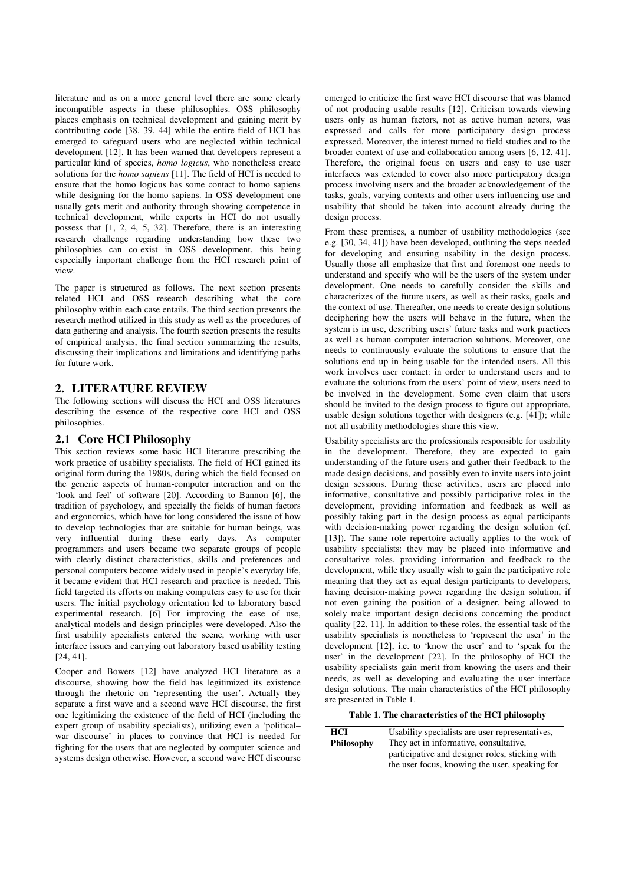literature and as on a more general level there are some clearly incompatible aspects in these philosophies. OSS philosophy places emphasis on technical development and gaining merit by contributing code [38, 39, 44] while the entire field of HCI has emerged to safeguard users who are neglected within technical development [12]. It has been warned that developers represent a particular kind of species, *homo logicus*, who nonetheless create solutions for the *homo sapiens* [11]. The field of HCI is needed to ensure that the homo logicus has some contact to homo sapiens while designing for the homo sapiens. In OSS development one usually gets merit and authority through showing competence in technical development, while experts in HCI do not usually possess that [1, 2, 4, 5, 32]. Therefore, there is an interesting research challenge regarding understanding how these two philosophies can co-exist in OSS development, this being especially important challenge from the HCI research point of view.

The paper is structured as follows. The next section presents related HCI and OSS research describing what the core philosophy within each case entails. The third section presents the research method utilized in this study as well as the procedures of data gathering and analysis. The fourth section presents the results of empirical analysis, the final section summarizing the results, discussing their implications and limitations and identifying paths for future work.

## 2. LITERATURE REVIEW

The following sections will discuss the HCI and OSS literatures describing the essence of the respective core HCI and OSS philosophies.

### 2.1 Core HCI Philosophy

This section reviews some basic HCI literature prescribing the work practice of usability specialists. The field of HCI gained its original form during the 1980s, during which the field focused on the generic aspects of human-computer interaction and on the 'look and feel' of software [20]. According to Bannon [6], the tradition of psychology, and specially the fields of human factors and ergonomics, which have for long considered the issue of how to develop technologies that are suitable for human beings, was very influential during these early days. As computer programmers and users became two separate groups of people with clearly distinct characteristics, skills and preferences and personal computers become widely used in people's everyday life, it became evident that HCI research and practice is needed. This field targeted its efforts on making computers easy to use for their users. The initial psychology orientation led to laboratory based experimental research. [6] For improving the ease of use, analytical models and design principles were developed. Also the first usability specialists entered the scene, working with user interface issues and carrying out laboratory based usability testing [24, 41].

Cooper and Bowers [12] have analyzed HCI literature as a discourse, showing how the field has legitimized its existence through the rhetoric on 'representing the user'. Actually they separate a first wave and a second wave HCI discourse, the first one legitimizing the existence of the field of HCI (including the expert group of usability specialists), utilizing even a 'political–war discourse' in places to convince that HCI is needed for fighting for the users that are neglected by computer science and systems design otherwise. However, a second wave HCI discourse emerged to criticize the first wave HCI discourse that was blamed of not producing usable results [12]. Criticism towards viewing users only as human factors, not as active human actors, was expressed and calls for more participatory design process expressed. Moreover, the interest turned to field studies and to the broader context of use and collaboration among users [6, 12, 41]. Therefore, the original focus on users and easy to use user interfaces was extended to cover also more participatory design process involving users and the broader acknowledgement of the tasks, goals, varying contexts and other users influencing use and usability that should be taken into account already during the design process.

From these premises, a number of usability methodologies (see e.g. [30, 34, 41]) have been developed, outlining the steps needed for developing and ensuring usability in the design process. Usually those all emphasize that first and foremost one needs to understand and specify who will be the users of the system under development. One needs to carefully consider the skills and characterizes of the future users, as well as their tasks, goals and the context of use. Thereafter, one needs to create design solutions deciphering how the users will behave in the future, when the system is in use, describing users' future tasks and work practices as well as human computer interaction solutions. Moreover, one needs to continuously evaluate the solutions to ensure that the solutions end up in being usable for the intended users. All this work involves user contact: in order to understand users and to evaluate the solutions from the users' point of view, users need to be involved in the development. Some even claim that users should be invited to the design process to figure out appropriate, usable design solutions together with designers (e.g. [41]); while not all usability methodologies share this view.

Usability specialists are the professionals responsible for usability in the development. Therefore, they are expected to gain understanding of the future users and gather their feedback to the made design decisions, and possibly even to invite users into joint design sessions. During these activities, users are placed into informative, consultative and possibly participative roles in the development, providing information and feedback as well as possibly taking part in the design process as equal participants with decision-making power regarding the design solution (cf. [13]). The same role repertoire actually applies to the work of usability specialists: they may be placed into informative and consultative roles, providing information and feedback to the development, while they usually wish to gain the participative role meaning that they act as equal design participants to developers, having decision-making power regarding the design solution, if not even gaining the position of a designer, being allowed to solely make important design decisions concerning the product quality [22, 11]. In addition to these roles, the essential task of the usability specialists is nonetheless to 'represent the user' in the development [12], i.e. to 'know the user' and to 'speak for the user' in the development [22]. In the philosophy of HCI the usability specialists gain merit from knowing the users and their needs, as well as developing and evaluating the user interface design solutions. The main characteristics of the HCI philosophy are presented in Table 1.

**Table 1. The characteristics of the HCI philosophy**

| **HCI Philosophy** | Usability specialists are user representatives, They act in informative, consultative, participative and designer roles, sticking with the user focus, knowing the user, speaking for |
|---|---|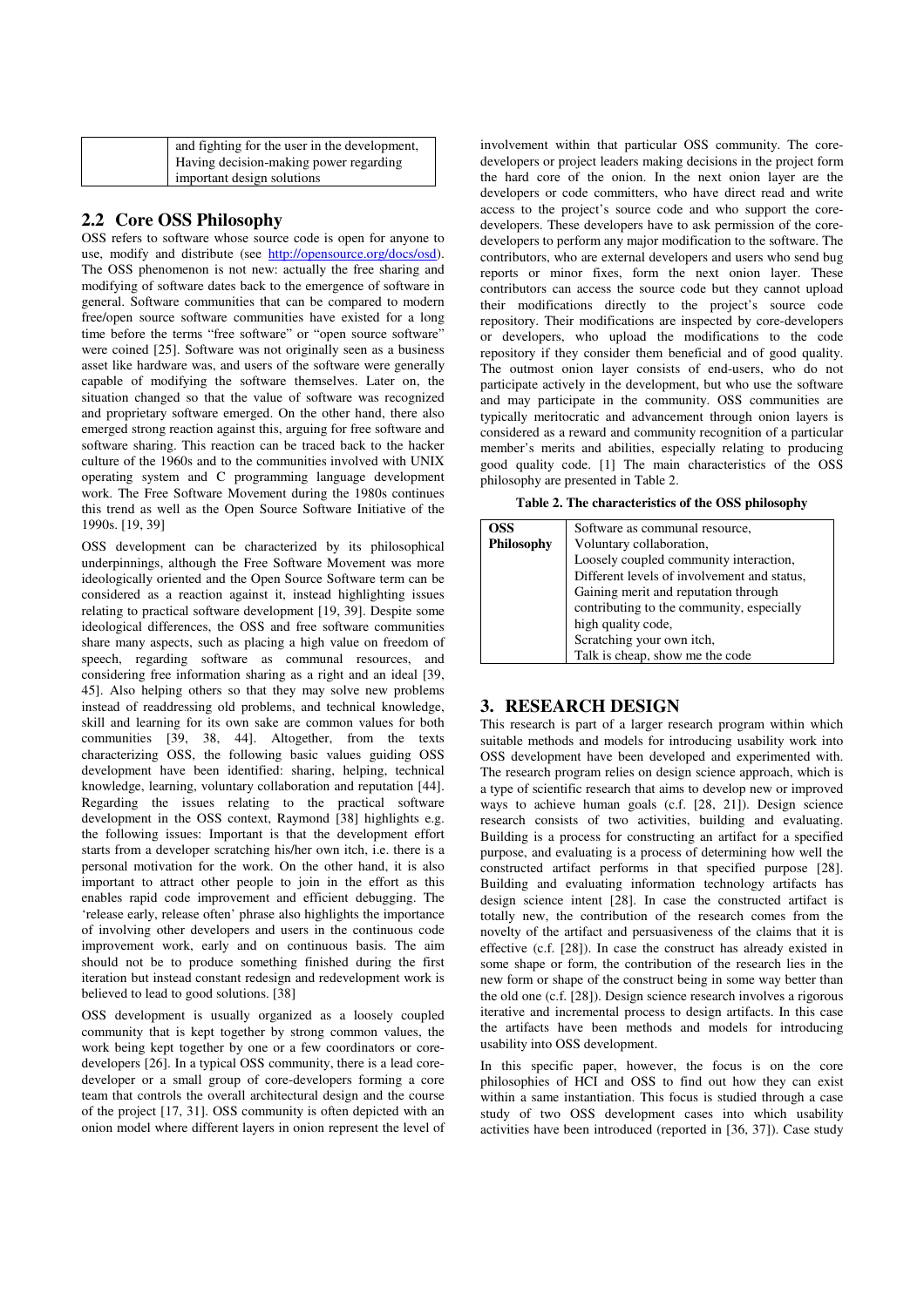|  | and fighting for the user in the development, Having decision-making power regarding important design solutions |
| --- | --- |

## 2.2 Core OSS Philosophy

OSS refers to software whose source code is open for anyone to use, modify and distribute (see http://opensource.org/docs/osd). The OSS phenomenon is not new: actually the free sharing and modifying of software dates back to the emergence of software in general. Software communities that can be compared to modern free/open source software communities have existed for a long time before the terms "free software" or "open source software" were coined [25]. Software was not originally seen as a business asset like hardware was, and users of the software were generally capable of modifying the software themselves. Later on, the situation changed so that the value of software was recognized and proprietary software emerged. On the other hand, there also emerged strong reaction against this, arguing for free software and software sharing. This reaction can be traced back to the hacker culture of the 1960s and to the communities involved with UNIX operating system and C programming language development work. The Free Software Movement during the 1980s continues this trend as well as the Open Source Software Initiative of the 1990s. [19, 39]

OSS development can be characterized by its philosophical underpinnings, although the Free Software Movement was more ideologically oriented and the Open Source Software term can be considered as a reaction against it, instead highlighting issues relating to practical software development [19, 39]. Despite some ideological differences, the OSS and free software communities share many aspects, such as placing a high value on freedom of speech, regarding software as communal resources, and considering free information sharing as a right and an ideal [39, 45]. Also helping others so that they may solve new problems instead of readdressing old problems, and technical knowledge, skill and learning for its own sake are common values for both communities [39, 38, 44]. Altogether, from the texts characterizing OSS, the following basic values guiding OSS development have been identified: sharing, helping, technical knowledge, learning, voluntary collaboration and reputation [44]. Regarding the issues relating to the practical software development in the OSS context, Raymond [38] highlights e.g. the following issues: Important is that the development effort starts from a developer scratching his/her own itch, i.e. there is a personal motivation for the work. On the other hand, it is also important to attract other people to join in the effort as this enables rapid code improvement and efficient debugging. The 'release early, release often' phrase also highlights the importance of involving other developers and users in the continuous code improvement work, early and on continuous basis. The aim should not be to produce something finished during the first iteration but instead constant redesign and redevelopment work is believed to lead to good solutions. [38]

OSS development is usually organized as a loosely coupled community that is kept together by strong common values, the work being kept together by one or a few coordinators or core-developers [26]. In a typical OSS community, there is a lead core-developer or a small group of core-developers forming a core team that controls the overall architectural design and the course of the project [17, 31]. OSS community is often depicted with an onion model where different layers in onion represent the level of involvement within that particular OSS community. The core-developers or project leaders making decisions in the project form the hard core of the onion. In the next onion layer are the developers or code committers, who have direct read and write access to the project's source code and who support the core-developers. These developers have to ask permission of the core-developers to perform any major modification to the software. The contributors, who are external developers and users who send bug reports or minor fixes, form the next onion layer. These contributors can access the source code but they cannot upload their modifications directly to the project's source code repository. Their modifications are inspected by core-developers or developers, who upload the modifications to the code repository if they consider them beneficial and of good quality. The outmost onion layer consists of end-users, who do not participate actively in the development, but who use the software and may participate in the community. OSS communities are typically meritocratic and advancement through onion layers is considered as a reward and community recognition of a particular member's merits and abilities, especially relating to producing good quality code. [1] The main characteristics of the OSS philosophy are presented in Table 2.

**Table 2. The characteristics of the OSS philosophy**

| **OSS Philosophy** | Software as communal resource, Voluntary collaboration, Loosely coupled community interaction, Different levels of involvement and status, Gaining merit and reputation through contributing to the community, especially high quality code, Scratching your own itch, Talk is cheap, show me the code |
| --- | --- |

## 3. RESEARCH DESIGN

This research is part of a larger research program within which suitable methods and models for introducing usability work into OSS development have been developed and experimented with. The research program relies on design science approach, which is a type of scientific research that aims to develop new or improved ways to achieve human goals (c.f. [28, 21]). Design science research consists of two activities, building and evaluating. Building is a process for constructing an artifact for a specified purpose, and evaluating is a process of determining how well the constructed artifact performs in that specified purpose [28]. Building and evaluating information technology artifacts has design science intent [28]. In case the constructed artifact is totally new, the contribution of the research comes from the novelty of the artifact and persuasiveness of the claims that it is effective (c.f. [28]). In case the construct has already existed in some shape or form, the contribution of the research lies in the new form or shape of the construct being in some way better than the old one (c.f. [28]). Design science research involves a rigorous iterative and incremental process to design artifacts. In this case the artifacts have been methods and models for introducing usability into OSS development.

In this specific paper, however, the focus is on the core philosophies of HCI and OSS to find out how they can exist within a same instantiation. This focus is studied through a case study of two OSS development cases into which usability activities have been introduced (reported in [36, 37]). Case study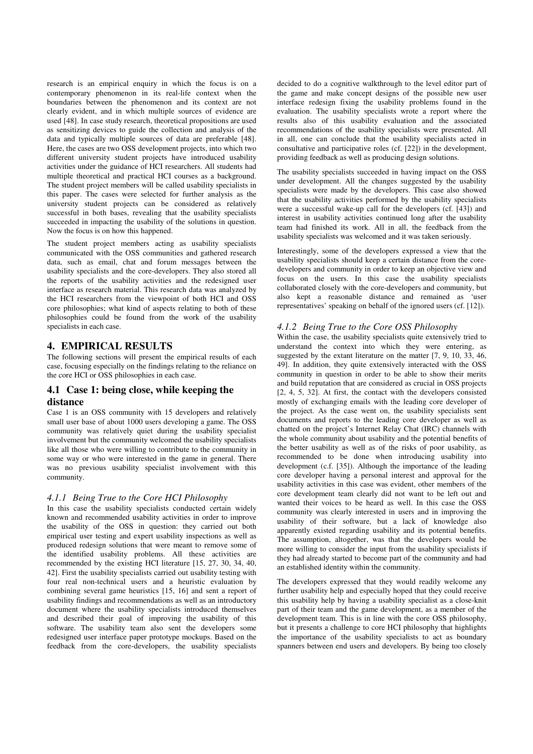research is an empirical enquiry in which the focus is on a contemporary phenomenon in its real-life context when the boundaries between the phenomenon and its context are not clearly evident, and in which multiple sources of evidence are used [48]. In case study research, theoretical propositions are used as sensitizing devices to guide the collection and analysis of the data and typically multiple sources of data are preferable [48]. Here, the cases are two OSS development projects, into which two different university student projects have introduced usability activities under the guidance of HCI researchers. All students had multiple theoretical and practical HCI courses as a background. The student project members will be called usability specialists in this paper. The cases were selected for further analysis as the university student projects can be considered as relatively successful in both bases, revealing that the usability specialists succeeded in impacting the usability of the solutions in question. Now the focus is on how this happened.

The student project members acting as usability specialists communicated with the OSS communities and gathered research data, such as email, chat and forum messages between the usability specialists and the core-developers. They also stored all the reports of the usability activities and the redesigned user interface as research material. This research data was analyzed by the HCI researchers from the viewpoint of both HCI and OSS core philosophies; what kind of aspects relating to both of these philosophies could be found from the work of the usability specialists in each case.

## 4. EMPIRICAL RESULTS

The following sections will present the empirical results of each case, focusing especially on the findings relating to the reliance on the core HCI or OSS philosophies in each case.

### 4.1 Case 1: being close, while keeping the distance

Case 1 is an OSS community with 15 developers and relatively small user base of about 1000 users developing a game. The OSS community was relatively quiet during the usability specialist involvement but the community welcomed the usability specialists like all those who were willing to contribute to the community in some way or who were interested in the game in general. There was no previous usability specialist involvement with this community.

#### *4.1.1 Being True to the Core HCI Philosophy*

In this case the usability specialists conducted certain widely known and recommended usability activities in order to improve the usability of the OSS in question: they carried out both empirical user testing and expert usability inspections as well as produced redesign solutions that were meant to remove some of the identified usability problems. All these activities are recommended by the existing HCI literature [15, 27, 30, 34, 40, 42]. First the usability specialists carried out usability testing with four real non-technical users and a heuristic evaluation by combining several game heuristics [15, 16] and sent a report of usability findings and recommendations as well as an introductory document where the usability specialists introduced themselves and described their goal of improving the usability of this software. The usability team also sent the developers some redesigned user interface paper prototype mockups. Based on the feedback from the core-developers, the usability specialists decided to do a cognitive walkthrough to the level editor part of the game and make concept designs of the possible new user interface redesign fixing the usability problems found in the evaluation. The usability specialists wrote a report where the results also of this usability evaluation and the associated recommendations of the usability specialists were presented. All in all, one can conclude that the usability specialists acted in consultative and participative roles (cf. [22]) in the development, providing feedback as well as producing design solutions.

The usability specialists succeeded in having impact on the OSS under development. All the changes suggested by the usability specialists were made by the developers. This case also showed that the usability activities performed by the usability specialists were a successful wake-up call for the developers (cf. [43]) and interest in usability activities continued long after the usability team had finished its work. All in all, the feedback from the usability specialists was welcomed and it was taken seriously.

Interestingly, some of the developers expressed a view that the usability specialists should keep a certain distance from the core-developers and community in order to keep an objective view and focus on the users. In this case the usability specialists collaborated closely with the core-developers and community, but also kept a reasonable distance and remained as 'user representatives' speaking on behalf of the ignored users (cf. [12]).

#### *4.1.2 Being True to the Core OSS Philosophy*

Within the case, the usability specialists quite extensively tried to understand the context into which they were entering, as suggested by the extant literature on the matter [7, 9, 10, 33, 46, 49]. In addition, they quite extensively interacted with the OSS community in question in order to be able to show their merits and build reputation that are considered as crucial in OSS projects [2, 4, 5, 32]. At first, the contact with the developers consisted mostly of exchanging emails with the leading core developer of the project. As the case went on, the usability specialists sent documents and reports to the leading core developer as well as chatted on the project's Internet Relay Chat (IRC) channels with the whole community about usability and the potential benefits of the better usability as well as of the risks of poor usability, as recommended to be done when introducing usability into development (c.f. [35]). Although the importance of the leading core developer having a personal interest and approval for the usability activities in this case was evident, other members of the core development team clearly did not want to be left out and wanted their voices to be heard as well. In this case the OSS community was clearly interested in users and in improving the usability of their software, but a lack of knowledge also apparently existed regarding usability and its potential benefits. The assumption, altogether, was that the developers would be more willing to consider the input from the usability specialists if they had already started to become part of the community and had an established identity within the community.

The developers expressed that they would readily welcome any further usability help and especially hoped that they could receive this usability help by having a usability specialist as a close-knit part of their team and the game development, as a member of the development team. This is in line with the core OSS philosophy, but it presents a challenge to core HCI philosophy that highlights the importance of the usability specialists to act as boundary spanners between end users and developers. By being too closely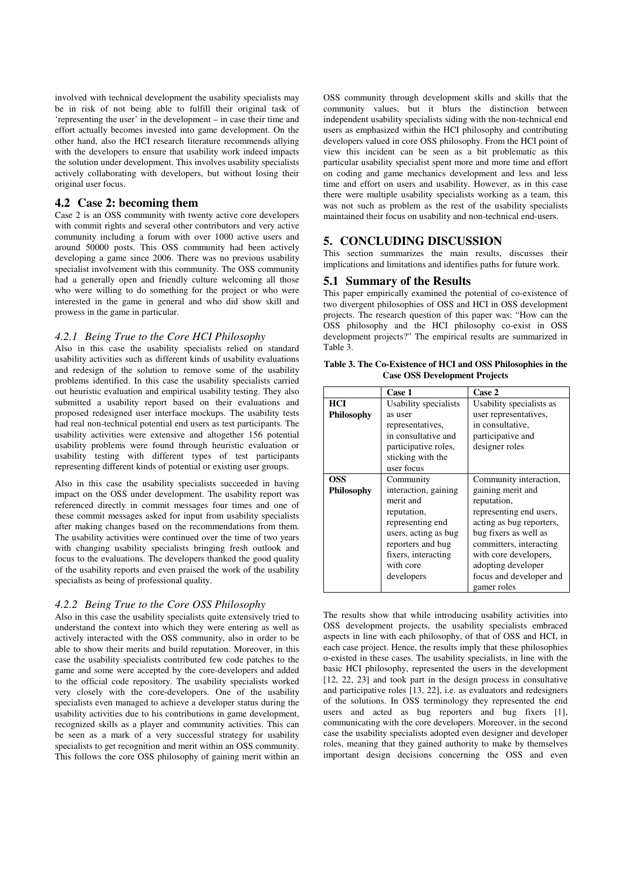involved with technical development the usability specialists may be in risk of not being able to fulfill their original task of 'representing the user' in the development – in case their time and effort actually becomes invested into game development. On the other hand, also the HCI research literature recommends allying with the developers to ensure that usability work indeed impacts the solution under development. This involves usability specialists actively collaborating with developers, but without losing their original user focus.

## 4.2 Case 2: becoming them

Case 2 is an OSS community with twenty active core developers with commit rights and several other contributors and very active community including a forum with over 1000 active users and around 50000 posts. This OSS community had been actively developing a game since 2006. There was no previous usability specialist involvement with this community. The OSS community had a generally open and friendly culture welcoming all those who were willing to do something for the project or who were interested in the game in general and who did show skill and prowess in the game in particular.

### *4.2.1 Being True to the Core HCI Philosophy*

Also in this case the usability specialists relied on standard usability activities such as different kinds of usability evaluations and redesign of the solution to remove some of the usability problems identified. In this case the usability specialists carried out heuristic evaluation and empirical usability testing. They also submitted a usability report based on their evaluations and proposed redesigned user interface mockups. The usability tests had real non-technical potential end users as test participants. The usability activities were extensive and altogether 156 potential usability problems were found through heuristic evaluation or usability testing with different types of test participants representing different kinds of potential or existing user groups.

Also in this case the usability specialists succeeded in having impact on the OSS under development. The usability report was referenced directly in commit messages four times and one of these commit messages asked for input from usability specialists after making changes based on the recommendations from them. The usability activities were continued over the time of two years with changing usability specialists bringing fresh outlook and focus to the evaluations. The developers thanked the good quality of the usability reports and even praised the work of the usability specialists as being of professional quality.

### *4.2.2 Being True to the Core OSS Philosophy*

Also in this case the usability specialists quite extensively tried to understand the context into which they were entering as well as actively interacted with the OSS community, also in order to be able to show their merits and build reputation. Moreover, in this case the usability specialists contributed few code patches to the game and some were accepted by the core-developers and added to the official code repository. The usability specialists worked very closely with the core-developers. One of the usability specialists even managed to achieve a developer status during the usability activities due to his contributions in game development, recognized skills as a player and community activities. This can be seen as a mark of a very successful strategy for usability specialists to get recognition and merit within an OSS community. This follows the core OSS philosophy of gaining merit within an OSS community through development skills and skills that the community values, but it blurs the distinction between independent usability specialists siding with the non-technical end users as emphasized within the HCI philosophy and contributing developers valued in core OSS philosophy. From the HCI point of view this incident can be seen as a bit problematic as this particular usability specialist spent more and more time and effort on coding and game mechanics development and less and less time and effort on users and usability. However, as in this case there were multiple usability specialists working as a team, this was not such as problem as the rest of the usability specialists maintained their focus on usability and non-technical end-users.

# 5. CONCLUDING DISCUSSION

This section summarizes the main results, discusses their implications and limitations and identifies paths for future work.

## 5.1 Summary of the Results

This paper empirically examined the potential of co-existence of two divergent philosophies of OSS and HCI in OSS development projects. The research question of this paper was: "How can the OSS philosophy and the HCI philosophy co-exist in OSS development projects?" The empirical results are summarized in Table 3.

**Table 3. The Co-Existence of HCI and OSS Philosophies in the Case OSS Development Projects**

| | Case 1 | Case 2 |
|---|---|---|
| **HCI Philosophy** | Usability specialists as user representatives, in consultative and participative roles, sticking with the user focus | Usability specialists as user representatives, in consultative, participative and designer roles |
| **OSS Philosophy** | Community interaction, gaining merit and reputation, representing end users, acting as bug reporters and bug fixers, interacting with core developers | Community interaction, gaining merit and reputation, representing end users, acting as bug reporters, bug fixers as well as committers, interacting with core developers, adopting developer focus and developer and gamer roles |

The results show that while introducing usability activities into OSS development projects, the usability specialists embraced aspects in line with each philosophy, of that of OSS and HCI, in each case project. Hence, the results imply that these philosophies o-existed in these cases. The usability specialists, in line with the basic HCI philosophy, represented the users in the development [12, 22, 23] and took part in the design process in consultative and participative roles [13, 22], i.e. as evaluators and redesigners of the solutions. In OSS terminology they represented the end users and acted as bug reporters and bug fixers [1], communicating with the core developers. Moreover, in the second case the usability specialists adopted even designer and developer roles, meaning that they gained authority to make by themselves important design decisions concerning the OSS and even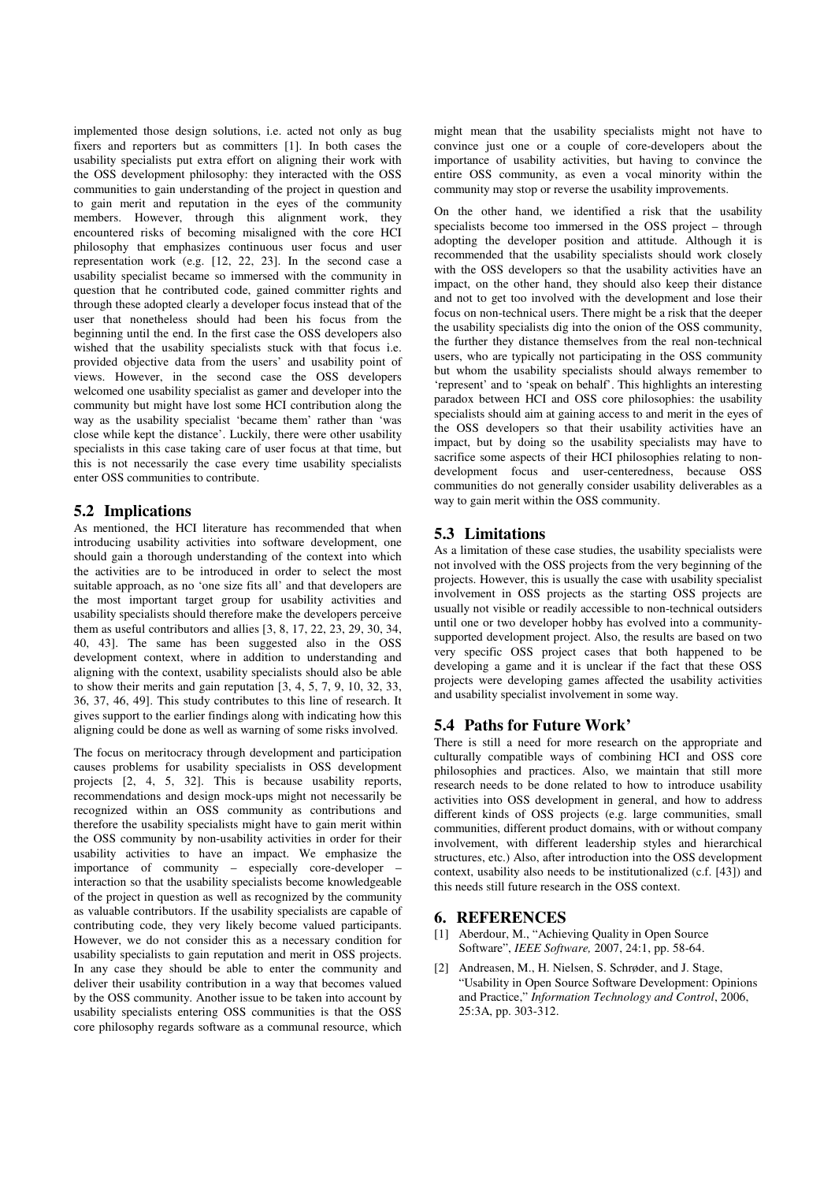implemented those design solutions, i.e. acted not only as bug fixers and reporters but as committers [1]. In both cases the usability specialists put extra effort on aligning their work with the OSS development philosophy: they interacted with the OSS communities to gain understanding of the project in question and to gain merit and reputation in the eyes of the community members. However, through this alignment work, they encountered risks of becoming misaligned with the core HCI philosophy that emphasizes continuous user focus and user representation work (e.g. [12, 22, 23]. In the second case a usability specialist became so immersed with the community in question that he contributed code, gained committer rights and through these adopted clearly a developer focus instead that of the user that nonetheless should had been his focus from the beginning until the end. In the first case the OSS developers also wished that the usability specialists stuck with that focus i.e. provided objective data from the users' and usability point of views. However, in the second case the OSS developers welcomed one usability specialist as gamer and developer into the community but might have lost some HCI contribution along the way as the usability specialist 'became them' rather than 'was close while kept the distance'. Luckily, there were other usability specialists in this case taking care of user focus at that time, but this is not necessarily the case every time usability specialists enter OSS communities to contribute.

## 5.2 Implications

As mentioned, the HCI literature has recommended that when introducing usability activities into software development, one should gain a thorough understanding of the context into which the activities are to be introduced in order to select the most suitable approach, as no 'one size fits all' and that developers are the most important target group for usability activities and usability specialists should therefore make the developers perceive them as useful contributors and allies [3, 8, 17, 22, 23, 29, 30, 34, 40, 43]. The same has been suggested also in the OSS development context, where in addition to understanding and aligning with the context, usability specialists should also be able to show their merits and gain reputation [3, 4, 5, 7, 9, 10, 32, 33, 36, 37, 46, 49]. This study contributes to this line of research. It gives support to the earlier findings along with indicating how this aligning could be done as well as warning of some risks involved.

The focus on meritocracy through development and participation causes problems for usability specialists in OSS development projects [2, 4, 5, 32]. This is because usability reports, recommendations and design mock-ups might not necessarily be recognized within an OSS community as contributions and therefore the usability specialists might have to gain merit within the OSS community by non-usability activities in order for their usability activities to have an impact. We emphasize the importance of community – especially core-developer – interaction so that the usability specialists become knowledgeable of the project in question as well as recognized by the community as valuable contributors. If the usability specialists are capable of contributing code, they very likely become valued participants. However, we do not consider this as a necessary condition for usability specialists to gain reputation and merit in OSS projects. In any case they should be able to enter the community and deliver their usability contribution in a way that becomes valued by the OSS community. Another issue to be taken into account by usability specialists entering OSS communities is that the OSS core philosophy regards software as a communal resource, which might mean that the usability specialists might not have to convince just one or a couple of core-developers about the importance of usability activities, but having to convince the entire OSS community, as even a vocal minority within the community may stop or reverse the usability improvements.

On the other hand, we identified a risk that the usability specialists become too immersed in the OSS project – through adopting the developer position and attitude. Although it is recommended that the usability specialists should work closely with the OSS developers so that the usability activities have an impact, on the other hand, they should also keep their distance and not to get too involved with the development and lose their focus on non-technical users. There might be a risk that the deeper the usability specialists dig into the onion of the OSS community, the further they distance themselves from the real non-technical users, who are typically not participating in the OSS community but whom the usability specialists should always remember to 'represent' and to 'speak on behalf'. This highlights an interesting paradox between HCI and OSS core philosophies: the usability specialists should aim at gaining access to and merit in the eyes of the OSS developers so that their usability activities have an impact, but by doing so the usability specialists may have to sacrifice some aspects of their HCI philosophies relating to non-development focus and user-centeredness, because OSS communities do not generally consider usability deliverables as a way to gain merit within the OSS community.

## 5.3 Limitations

As a limitation of these case studies, the usability specialists were not involved with the OSS projects from the very beginning of the projects. However, this is usually the case with usability specialist involvement in OSS projects as the starting OSS projects are usually not visible or readily accessible to non-technical outsiders until one or two developer hobby has evolved into a community-supported development project. Also, the results are based on two very specific OSS project cases that both happened to be developing a game and it is unclear if the fact that these OSS projects were developing games affected the usability activities and usability specialist involvement in some way.

## 5.4 Paths for Future Work'

There is still a need for more research on the appropriate and culturally compatible ways of combining HCI and OSS core philosophies and practices. Also, we maintain that still more research needs to be done related to how to introduce usability activities into OSS development in general, and how to address different kinds of OSS projects (e.g. large communities, small communities, different product domains, with or without company involvement, with different leadership styles and hierarchical structures, etc.) Also, after introduction into the OSS development context, usability also needs to be institutionalized (c.f. [43]) and this needs still future research in the OSS context.

# 6. REFERENCES

[1] Aberdour, M., "Achieving Quality in Open Source Software", *IEEE Software,* 2007, 24:1, pp. 58-64.

[2] Andreasen, M., H. Nielsen, S. Schrøder, and J. Stage, "Usability in Open Source Software Development: Opinions and Practice," *Information Technology and Control*, 2006, 25:3A, pp. 303-312.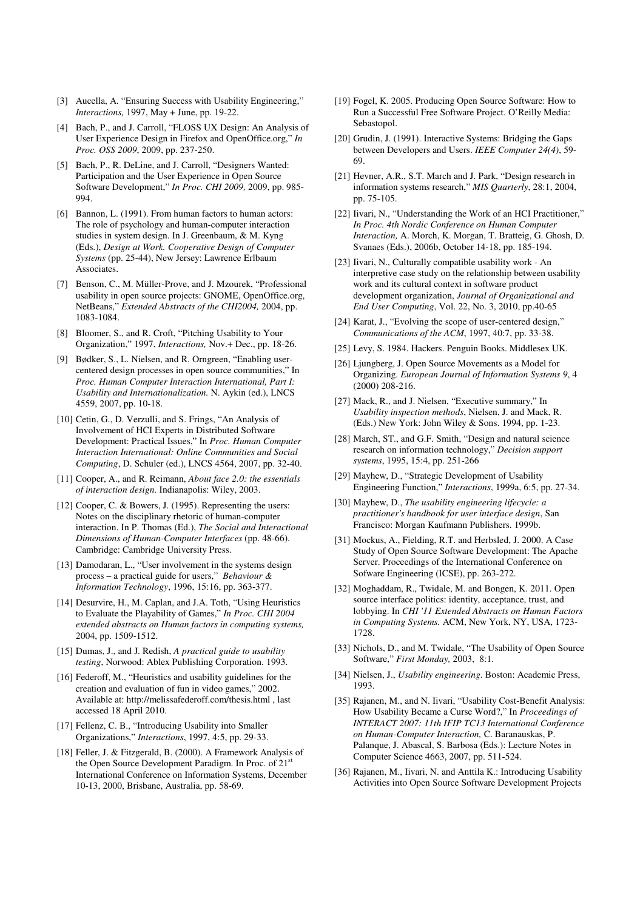[3] Aucella, A. "Ensuring Success with Usability Engineering," *Interactions,* 1997, May + June, pp. 19-22.

[4] Bach, P., and J. Carroll, "FLOSS UX Design: An Analysis of User Experience Design in Firefox and OpenOffice.org," *In Proc. OSS 2009*, 2009, pp. 237-250.

[5] Bach, P., R. DeLine, and J. Carroll, "Designers Wanted: Participation and the User Experience in Open Source Software Development," *In Proc. CHI 2009,* 2009, pp. 985-994.

[6] Bannon, L. (1991). From human factors to human actors: The role of psychology and human-computer interaction studies in system design. In J. Greenbaum, & M. Kyng (Eds.), *Design at Work. Cooperative Design of Computer Systems* (pp. 25-44), New Jersey: Lawrence Erlbaum Associates.

[7] Benson, C., M. Müller-Prove, and J. Mzourek, "Professional usability in open source projects: GNOME, OpenOffice.org, NetBeans," *Extended Abstracts of the CHI2004,* 2004, pp. 1083-1084.

[8] Bloomer, S., and R. Croft, "Pitching Usability to Your Organization," 1997, *Interactions,* Nov.+ Dec., pp. 18-26.

[9] Bødker, S., L. Nielsen, and R. Orngreen, "Enabling user-centered design processes in open source communities," In *Proc. Human Computer Interaction International, Part I: Usability and Internationalization.* N. Aykin (ed.), LNCS 4559, 2007, pp. 10-18.

[10] Cetin, G., D. Verzulli, and S. Frings, "An Analysis of Involvement of HCI Experts in Distributed Software Development: Practical Issues," In *Proc. Human Computer Interaction International: Online Communities and Social Computing*, D. Schuler (ed.), LNCS 4564, 2007, pp. 32-40.

[11] Cooper, A., and R. Reimann, *About face 2.0: the essentials of interaction design.* Indianapolis: Wiley, 2003.

[12] Cooper, C. & Bowers, J. (1995). Representing the users: Notes on the disciplinary rhetoric of human-computer interaction. In P. Thomas (Ed.), *The Social and Interactional Dimensions of Human-Computer Interfaces* (pp. 48-66). Cambridge: Cambridge University Press.

[13] Damodaran, L., "User involvement in the systems design process – a practical guide for users," *Behaviour & Information Technology*, 1996, 15:16, pp. 363-377.

[14] Desurvire, H., M. Caplan, and J.A. Toth, "Using Heuristics to Evaluate the Playability of Games," *In Proc. CHI 2004 extended abstracts on Human factors in computing systems,* 2004, pp. 1509-1512.

[15] Dumas, J., and J. Redish, *A practical guide to usability testing*, Norwood: Ablex Publishing Corporation. 1993.

[16] Federoff, M., "Heuristics and usability guidelines for the creation and evaluation of fun in video games," 2002. Available at: http://melissafederoff.com/thesis.html , last accessed 18 April 2010.

[17] Fellenz, C. B., "Introducing Usability into Smaller Organizations," *Interactions*, 1997, 4:5, pp. 29-33.

[18] Feller, J. & Fitzgerald, B. (2000). A Framework Analysis of the Open Source Development Paradigm. In Proc. of 21st International Conference on Information Systems, December 10-13, 2000, Brisbane, Australia, pp. 58-69.

[19] Fogel, K. 2005. Producing Open Source Software: How to Run a Successful Free Software Project. O'Reilly Media: Sebastopol.

[20] Grudin, J. (1991). Interactive Systems: Bridging the Gaps between Developers and Users. *IEEE Computer 24(4)*, 59-69.

[21] Hevner, A.R., S.T. March and J. Park, "Design research in information systems research," *MIS Quarterly*, 28:1, 2004, pp. 75-105.

[22] Iivari, N., "Understanding the Work of an HCI Practitioner," *In Proc. 4th Nordic Conference on Human Computer Interaction,* A. Morch, K. Morgan, T. Bratteig, G. Ghosh, D. Svanaes (Eds.), 2006b, October 14-18, pp. 185-194.

[23] Iivari, N., Culturally compatible usability work - An interpretive case study on the relationship between usability work and its cultural context in software product development organization, *Journal of Organizational and End User Computing*, Vol. 22, No. 3, 2010, pp.40-65

[24] Karat, J., "Evolving the scope of user-centered design," *Communications of the ACM*, 1997, 40:7, pp. 33-38.

[25] Levy, S. 1984. Hackers. Penguin Books. Middlesex UK.

[26] Ljungberg, J. Open Source Movements as a Model for Organizing. *European Journal of Information Systems 9*, 4 (2000) 208-216.

[27] Mack, R., and J. Nielsen, "Executive summary," In *Usability inspection methods*, Nielsen, J. and Mack, R. (Eds.) New York: John Wiley & Sons. 1994, pp. 1-23.

[28] March, ST., and G.F. Smith, "Design and natural science research on information technology," *Decision support systems*, 1995, 15:4, pp. 251-266

[29] Mayhew, D., "Strategic Development of Usability Engineering Function," *Interactions*, 1999a, 6:5, pp. 27-34.

[30] Mayhew, D., *The usability engineering lifecycle: a practitioner's handbook for user interface design*, San Francisco: Morgan Kaufmann Publishers. 1999b.

[31] Mockus, A., Fielding, R.T. and Herbsled, J. 2000. A Case Study of Open Source Software Development: The Apache Server. Proceedings of the International Conference on Sofware Engineering (ICSE), pp. 263-272.

[32] Moghaddam, R., Twidale, M. and Bongen, K. 2011. Open source interface politics: identity, acceptance, trust, and lobbying. In *CHI '11 Extended Abstracts on Human Factors in Computing Systems.* ACM, New York, NY, USA, 1723-1728.

[33] Nichols, D., and M. Twidale, "The Usability of Open Source Software," *First Monday,* 2003, 8:1.

[34] Nielsen, J., *Usability engineering.* Boston: Academic Press, 1993.

[35] Rajanen, M., and N. Iivari, "Usability Cost-Benefit Analysis: How Usability Became a Curse Word?," In *Proceedings of INTERACT 2007: 11th IFIP TC13 International Conference on Human-Computer Interaction,* C. Baranauskas, P. Palanque, J. Abascal, S. Barbosa (Eds.): Lecture Notes in Computer Science 4663, 2007, pp. 511-524.

[36] Rajanen, M., Iivari, N. and Anttila K.: Introducing Usability Activities into Open Source Software Development Projects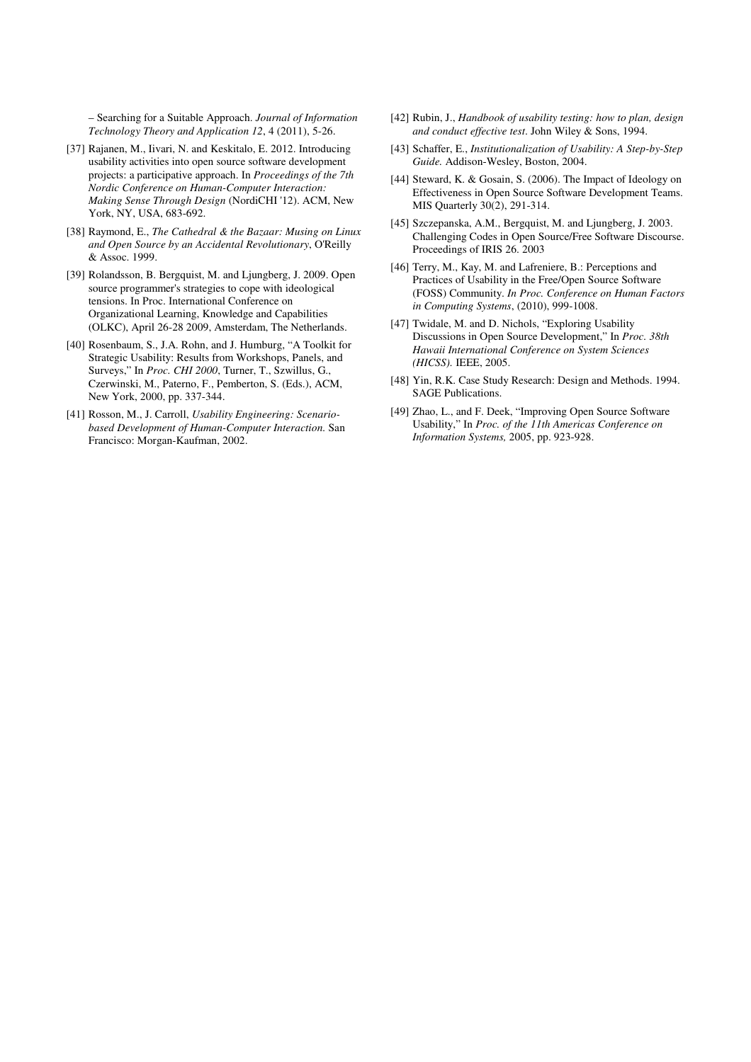– Searching for a Suitable Approach. *Journal of Information Technology Theory and Application 12*, 4 (2011), 5-26.

[37] Rajanen, M., Iivari, N. and Keskitalo, E. 2012. Introducing usability activities into open source software development projects: a participative approach. In *Proceedings of the 7th Nordic Conference on Human-Computer Interaction: Making Sense Through Design* (NordiCHI '12). ACM, New York, NY, USA, 683-692.

[38] Raymond, E., *The Cathedral & the Bazaar: Musing on Linux and Open Source by an Accidental Revolutionary*, O'Reilly & Assoc. 1999.

[39] Rolandsson, B. Bergquist, M. and Ljungberg, J. 2009. Open source programmer's strategies to cope with ideological tensions. In Proc. International Conference on Organizational Learning, Knowledge and Capabilities (OLKC), April 26-28 2009, Amsterdam, The Netherlands.

[40] Rosenbaum, S., J.A. Rohn, and J. Humburg, "A Toolkit for Strategic Usability: Results from Workshops, Panels, and Surveys," In *Proc. CHI 2000*, Turner, T., Szwillus, G., Czerwinski, M., Paterno, F., Pemberton, S. (Eds.), ACM, New York, 2000, pp. 337-344.

[41] Rosson, M., J. Carroll, *Usability Engineering: Scenario-based Development of Human-Computer Interaction.* San Francisco: Morgan-Kaufman, 2002.

[42] Rubin, J., *Handbook of usability testing: how to plan, design and conduct effective test*. John Wiley & Sons, 1994.

[43] Schaffer, E., *Institutionalization of Usability: A Step-by-Step Guide.* Addison-Wesley, Boston, 2004.

[44] Steward, K. & Gosain, S. (2006). The Impact of Ideology on Effectiveness in Open Source Software Development Teams. MIS Quarterly 30(2), 291-314.

[45] Szczepanska, A.M., Bergquist, M. and Ljungberg, J. 2003. Challenging Codes in Open Source/Free Software Discourse. Proceedings of IRIS 26. 2003

[46] Terry, M., Kay, M. and Lafreniere, B.: Perceptions and Practices of Usability in the Free/Open Source Software (FOSS) Community. *In Proc. Conference on Human Factors in Computing Systems*, (2010), 999-1008.

[47] Twidale, M. and D. Nichols, "Exploring Usability Discussions in Open Source Development," In *Proc. 38th Hawaii International Conference on System Sciences (HICSS).* IEEE, 2005.

[48] Yin, R.K. Case Study Research: Design and Methods. 1994. SAGE Publications.

[49] Zhao, L., and F. Deek, "Improving Open Source Software Usability," In *Proc. of the 11th Americas Conference on Information Systems,* 2005, pp. 923-928.